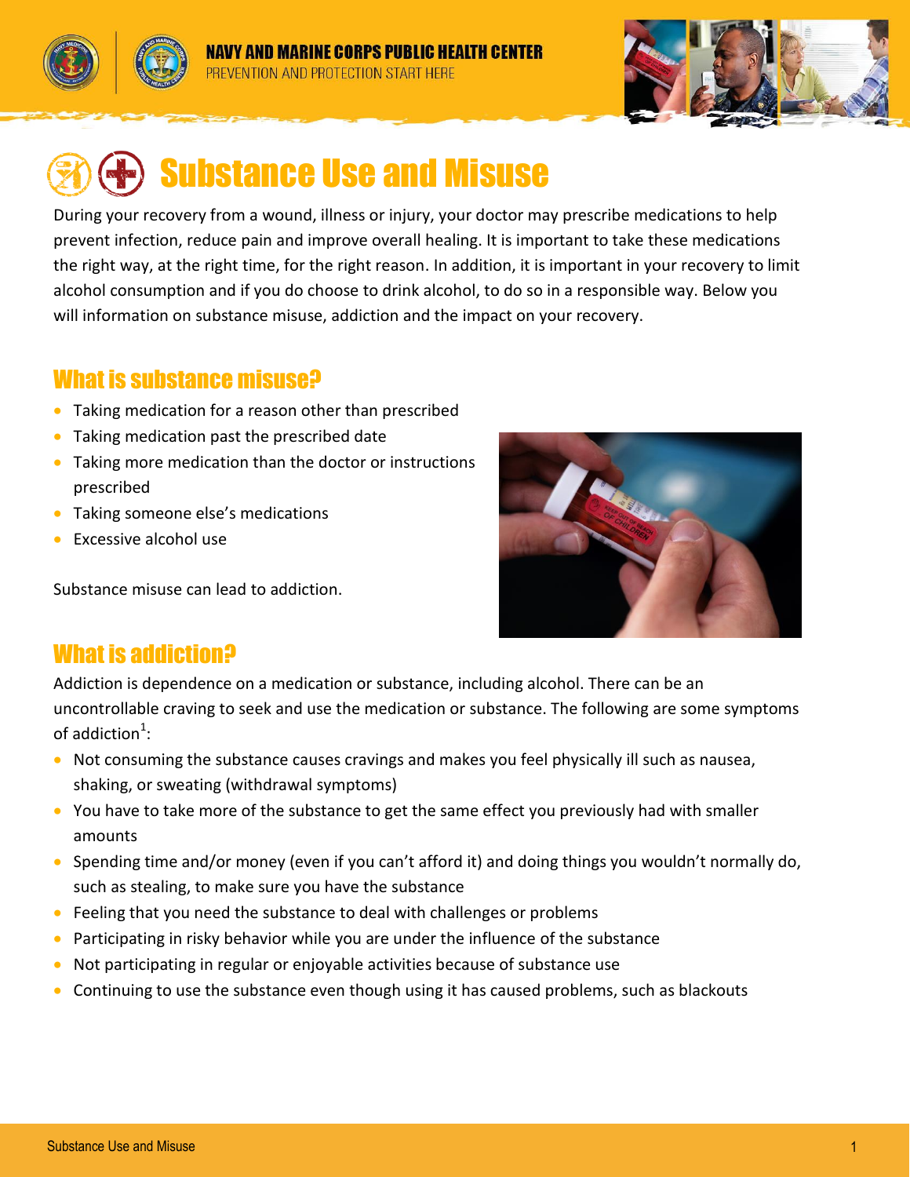NAVY AND MARINE CORPS PUBLIC HEALTH CENTER

PREVENTION AND PROTECTION START HERE

# Substance Use and Misuse

During your recovery from a wound, illness or injury, your doctor may prescribe medications to help prevent infection, reduce pain and improve overall healing. It is important to take these medications the right way, at the right time, for the right reason. In addition, it is important in your recovery to limit alcohol consumption and if you do choose to drink alcohol, to do so in a responsible way. Below you will information on substance misuse, addiction and the impact on your recovery.

## What is substance misuse?

- Taking medication for a reason other than prescribed
- Taking medication past the prescribed date
- Taking more medication than the doctor or instructions prescribed
- Taking someone else's medications
- Excessive alcohol use

Substance misuse can lead to addiction.

## What is addiction?

Addiction is dependence on a medication or substance, including alcohol. There can be an uncontrollable craving to seek and use the medication or substance. The following are some symptoms of addiction[1]:

- Not consuming the substance causes cravings and makes you feel physically ill such as nausea, shaking, or sweating (withdrawal symptoms)
- You have to take more of the substance to get the same effect you previously had with smaller amounts
- Spending time and/or money (even if you can't afford it) and doing things you wouldn't normally do, such as stealing, to make sure you have the substance
- Feeling that you need the substance to deal with challenges or problems
- Participating in risky behavior while you are under the influence of the substance
- Not participating in regular or enjoyable activities because of substance use
- Continuing to use the substance even though using it has caused problems, such as blackouts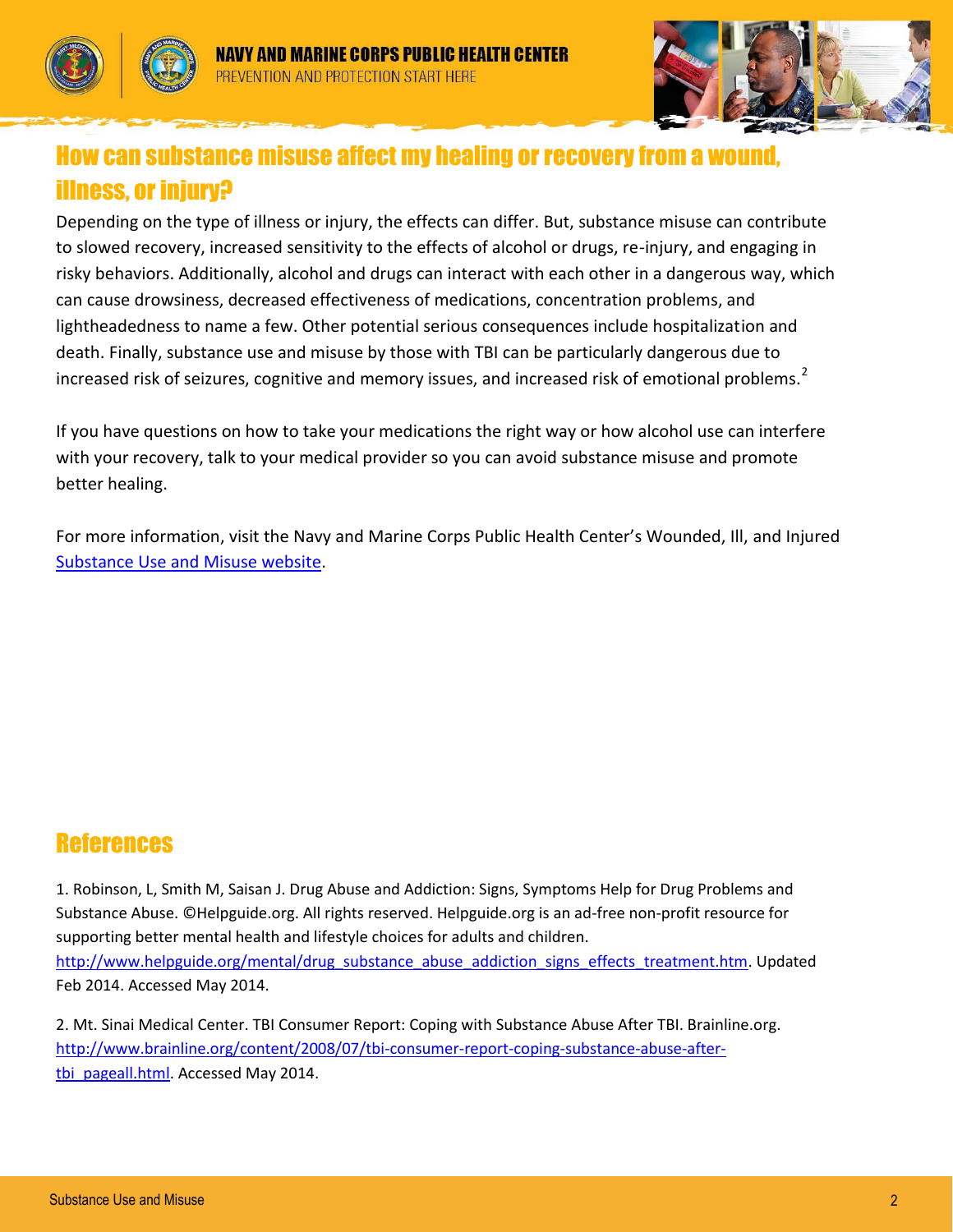## How can substance misuse affect my healing or recovery from a wound, illness, or injury?

Depending on the type of illness or injury, the effects can differ. But, substance misuse can contribute to slowed recovery, increased sensitivity to the effects of alcohol or drugs, re-injury, and engaging in risky behaviors. Additionally, alcohol and drugs can interact with each other in a dangerous way, which can cause drowsiness, decreased effectiveness of medications, concentration problems, and lightheadedness to name a few. Other potential serious consequences include hospitalization and death. Finally, substance use and misuse by those with TBI can be particularly dangerous due to increased risk of seizures, cognitive and memory issues, and increased risk of emotional problems.[2]

If you have questions on how to take your medications the right way or how alcohol use can interfere with your recovery, talk to your medical provider so you can avoid substance misuse and promote better healing.

For more information, visit the Navy and Marine Corps Public Health Center's Wounded, Ill, and Injured Substance Use and Misuse website.

## References

1. Robinson, L, Smith M, Saisan J. Drug Abuse and Addiction: Signs, Symptoms Help for Drug Problems and Substance Abuse. ©Helpguide.org. All rights reserved. Helpguide.org is an ad-free non-profit resource for supporting better mental health and lifestyle choices for adults and children. http://www.helpguide.org/mental/drug_substance_abuse_addiction_signs_effects_treatment.htm. Updated Feb 2014. Accessed May 2014.

2. Mt. Sinai Medical Center. TBI Consumer Report: Coping with Substance Abuse After TBI. Brainline.org. http://www.brainline.org/content/2008/07/tbi-consumer-report-coping-substance-abuse-after-tbi_pageall.html. Accessed May 2014.